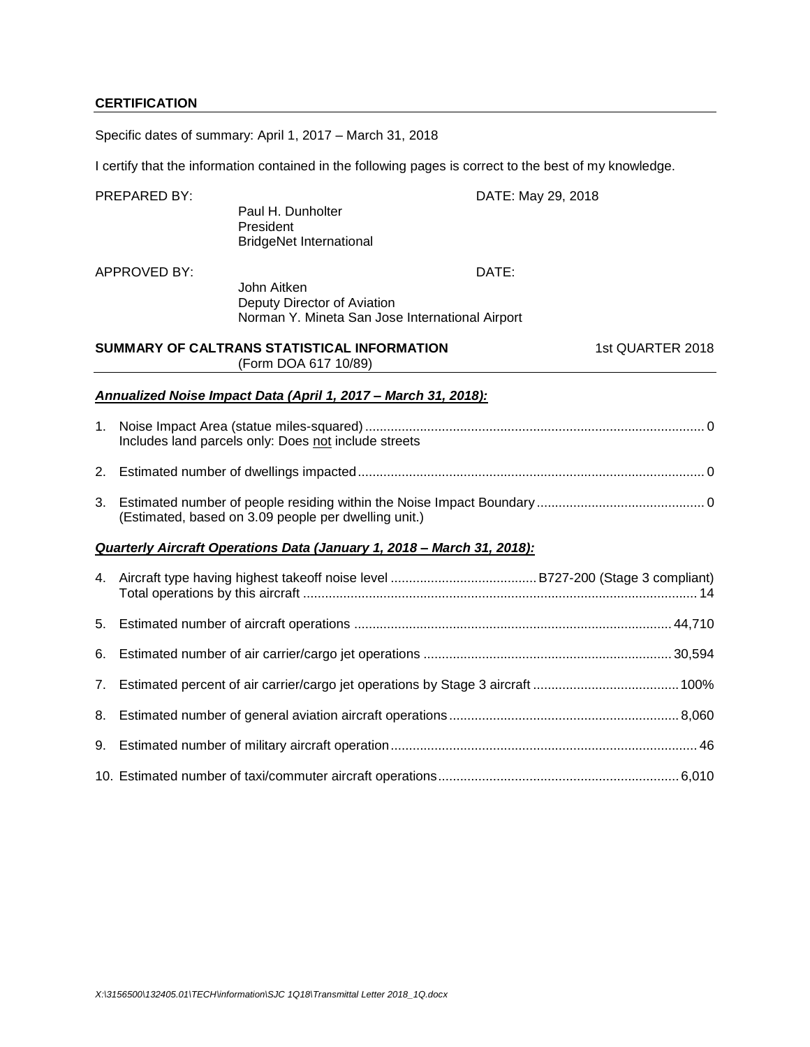## CERTIFICATION

Specific dates of summary: April 1, 2017 – March 31, 2018

I certify that the information contained in the following pages is correct to the best of my knowledge.

PREPARED BY: Paul H. Dunholter, President, BridgeNet International — DATE: May 29, 2018

APPROVED BY: John Aitken, Deputy Director of Aviation, Norman Y. Mineta San Jose International Airport — DATE:

## SUMMARY OF CALTRANS STATISTICAL INFORMATION — 1st QUARTER 2018

(Form DOA 617 10/89)

### *Annualized Noise Impact Data (April 1, 2017 – March 31, 2018):*

1. Noise Impact Area (statue miles-squared) ........ 0
   Includes land parcels only: Does not include streets
2. Estimated number of dwellings impacted ........ 0
3. Estimated number of people residing within the Noise Impact Boundary ........ 0
   (Estimated, based on 3.09 people per dwelling unit.)

### *Quarterly Aircraft Operations Data (January 1, 2018 – March 31, 2018):*

4. Aircraft type having highest takeoff noise level ........ B727-200 (Stage 3 compliant)
   Total operations by this aircraft ........ 14
5. Estimated number of aircraft operations ........ 44,710
6. Estimated number of air carrier/cargo jet operations ........ 30,594
7. Estimated percent of air carrier/cargo jet operations by Stage 3 aircraft ........ 100%
8. Estimated number of general aviation aircraft operations ........ 8,060
9. Estimated number of military aircraft operation ........ 46
10. Estimated number of taxi/commuter aircraft operations ........ 6,010

*X:\3156500\132405.01\TECH\information\SJC 1Q18\Transmittal Letter 2018_1Q.docx*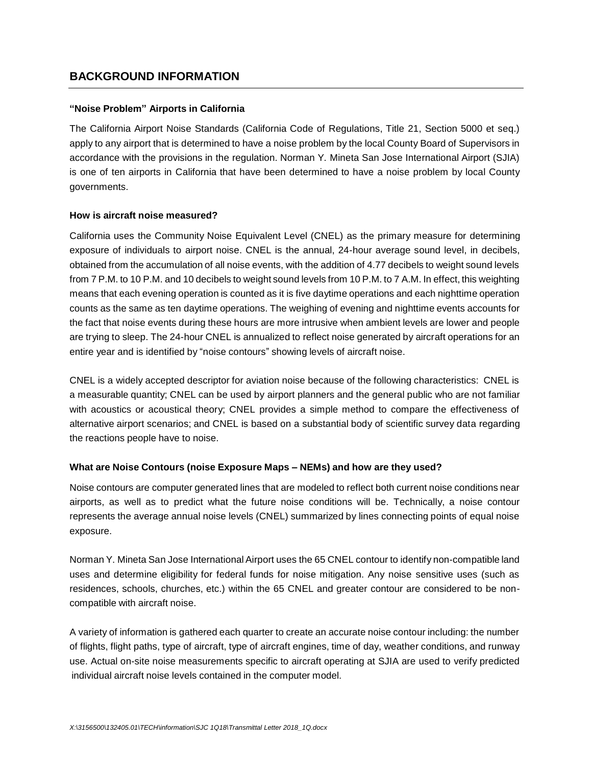## BACKGROUND INFORMATION

### "Noise Problem" Airports in California

The California Airport Noise Standards (California Code of Regulations, Title 21, Section 5000 et seq.) apply to any airport that is determined to have a noise problem by the local County Board of Supervisors in accordance with the provisions in the regulation. Norman Y. Mineta San Jose International Airport (SJIA) is one of ten airports in California that have been determined to have a noise problem by local County governments.

### How is aircraft noise measured?

California uses the Community Noise Equivalent Level (CNEL) as the primary measure for determining exposure of individuals to airport noise. CNEL is the annual, 24-hour average sound level, in decibels, obtained from the accumulation of all noise events, with the addition of 4.77 decibels to weight sound levels from 7 P.M. to 10 P.M. and 10 decibels to weight sound levels from 10 P.M. to 7 A.M. In effect, this weighting means that each evening operation is counted as it is five daytime operations and each nighttime operation counts as the same as ten daytime operations. The weighing of evening and nighttime events accounts for the fact that noise events during these hours are more intrusive when ambient levels are lower and people are trying to sleep. The 24-hour CNEL is annualized to reflect noise generated by aircraft operations for an entire year and is identified by "noise contours" showing levels of aircraft noise.

CNEL is a widely accepted descriptor for aviation noise because of the following characteristics: CNEL is a measurable quantity; CNEL can be used by airport planners and the general public who are not familiar with acoustics or acoustical theory; CNEL provides a simple method to compare the effectiveness of alternative airport scenarios; and CNEL is based on a substantial body of scientific survey data regarding the reactions people have to noise.

### What are Noise Contours (noise Exposure Maps – NEMs) and how are they used?

Noise contours are computer generated lines that are modeled to reflect both current noise conditions near airports, as well as to predict what the future noise conditions will be. Technically, a noise contour represents the average annual noise levels (CNEL) summarized by lines connecting points of equal noise exposure.

Norman Y. Mineta San Jose International Airport uses the 65 CNEL contour to identify non-compatible land uses and determine eligibility for federal funds for noise mitigation. Any noise sensitive uses (such as residences, schools, churches, etc.) within the 65 CNEL and greater contour are considered to be non-compatible with aircraft noise.

A variety of information is gathered each quarter to create an accurate noise contour including: the number of flights, flight paths, type of aircraft, type of aircraft engines, time of day, weather conditions, and runway use. Actual on-site noise measurements specific to aircraft operating at SJIA are used to verify predicted individual aircraft noise levels contained in the computer model.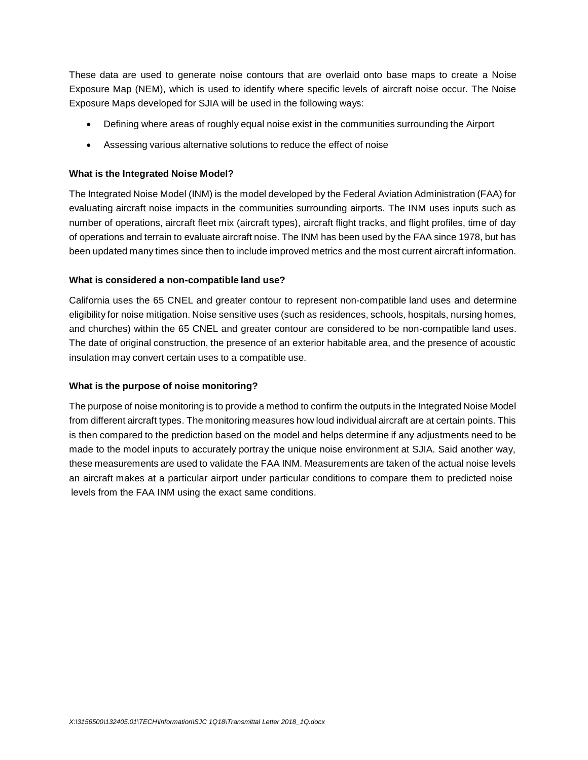These data are used to generate noise contours that are overlaid onto base maps to create a Noise Exposure Map (NEM), which is used to identify where specific levels of aircraft noise occur. The Noise Exposure Maps developed for SJIA will be used in the following ways:

- Defining where areas of roughly equal noise exist in the communities surrounding the Airport
- Assessing various alternative solutions to reduce the effect of noise

**What is the Integrated Noise Model?**

The Integrated Noise Model (INM) is the model developed by the Federal Aviation Administration (FAA) for evaluating aircraft noise impacts in the communities surrounding airports. The INM uses inputs such as number of operations, aircraft fleet mix (aircraft types), aircraft flight tracks, and flight profiles, time of day of operations and terrain to evaluate aircraft noise. The INM has been used by the FAA since 1978, but has been updated many times since then to include improved metrics and the most current aircraft information.

**What is considered a non-compatible land use?**

California uses the 65 CNEL and greater contour to represent non-compatible land uses and determine eligibility for noise mitigation. Noise sensitive uses (such as residences, schools, hospitals, nursing homes, and churches) within the 65 CNEL and greater contour are considered to be non-compatible land uses. The date of original construction, the presence of an exterior habitable area, and the presence of acoustic insulation may convert certain uses to a compatible use.

**What is the purpose of noise monitoring?**

The purpose of noise monitoring is to provide a method to confirm the outputs in the Integrated Noise Model from different aircraft types. The monitoring measures how loud individual aircraft are at certain points. This is then compared to the prediction based on the model and helps determine if any adjustments need to be made to the model inputs to accurately portray the unique noise environment at SJIA. Said another way, these measurements are used to validate the FAA INM. Measurements are taken of the actual noise levels an aircraft makes at a particular airport under particular conditions to compare them to predicted noise levels from the FAA INM using the exact same conditions.

*X:\3156500\132405.01\TECH\information\SJC 1Q18\Transmittal Letter 2018_1Q.docx*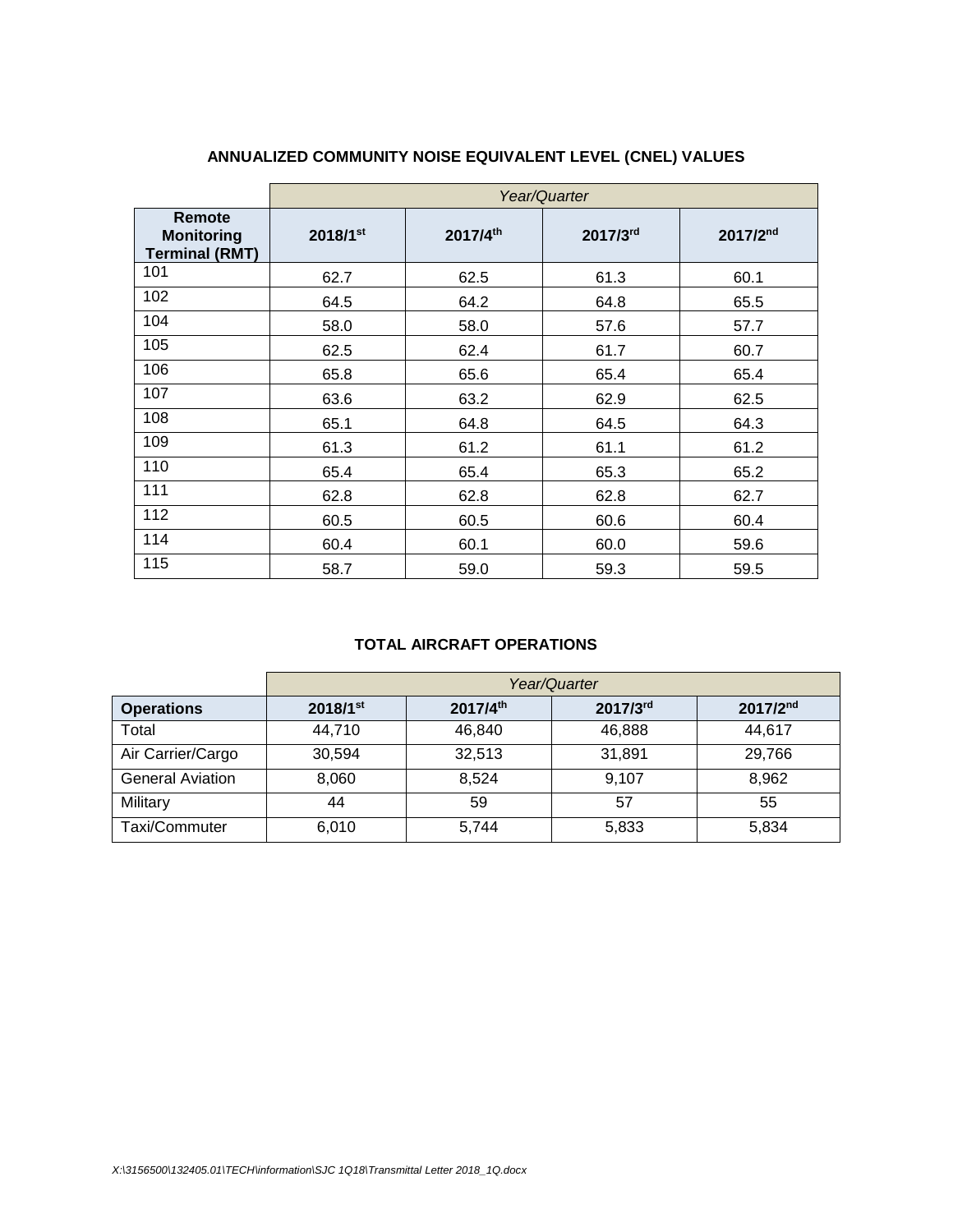## ANNUALIZED COMMUNITY NOISE EQUIVALENT LEVEL (CNEL) VALUES

| | *Year/Quarter* | | | |
|---|---|---|---|---|
| **Remote Monitoring Terminal (RMT)** | **2018/1st** | **2017/4th** | **2017/3rd** | **2017/2nd** |
| 101 | 62.7 | 62.5 | 61.3 | 60.1 |
| 102 | 64.5 | 64.2 | 64.8 | 65.5 |
| 104 | 58.0 | 58.0 | 57.6 | 57.7 |
| 105 | 62.5 | 62.4 | 61.7 | 60.7 |
| 106 | 65.8 | 65.6 | 65.4 | 65.4 |
| 107 | 63.6 | 63.2 | 62.9 | 62.5 |
| 108 | 65.1 | 64.8 | 64.5 | 64.3 |
| 109 | 61.3 | 61.2 | 61.1 | 61.2 |
| 110 | 65.4 | 65.4 | 65.3 | 65.2 |
| 111 | 62.8 | 62.8 | 62.8 | 62.7 |
| 112 | 60.5 | 60.5 | 60.6 | 60.4 |
| 114 | 60.4 | 60.1 | 60.0 | 59.6 |
| 115 | 58.7 | 59.0 | 59.3 | 59.5 |

## TOTAL AIRCRAFT OPERATIONS

| | *Year/Quarter* | | | |
|---|---|---|---|---|
| **Operations** | **2018/1st** | **2017/4th** | **2017/3rd** | **2017/2nd** |
| Total | 44,710 | 46,840 | 46,888 | 44,617 |
| Air Carrier/Cargo | 30,594 | 32,513 | 31,891 | 29,766 |
| General Aviation | 8,060 | 8,524 | 9,107 | 8,962 |
| Military | 44 | 59 | 57 | 55 |
| Taxi/Commuter | 6,010 | 5,744 | 5,833 | 5,834 |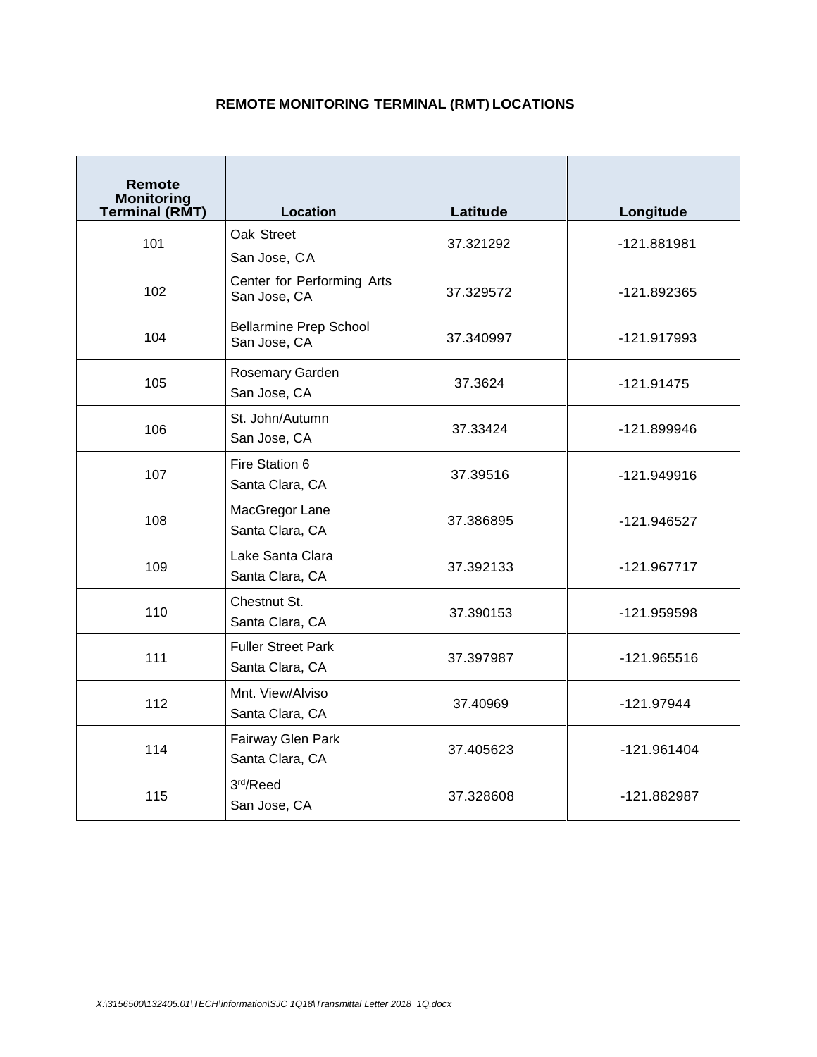# REMOTE MONITORING TERMINAL (RMT) LOCATIONS

| Remote Monitoring Terminal (RMT) | Location | Latitude | Longitude |
|---|---|---|---|
| 101 | Oak Street<br>San Jose, CA | 37.321292 | -121.881981 |
| 102 | Center for Performing Arts<br>San Jose, CA | 37.329572 | -121.892365 |
| 104 | Bellarmine Prep School<br>San Jose, CA | 37.340997 | -121.917993 |
| 105 | Rosemary Garden<br>San Jose, CA | 37.3624 | -121.91475 |
| 106 | St. John/Autumn<br>San Jose, CA | 37.33424 | -121.899946 |
| 107 | Fire Station 6<br>Santa Clara, CA | 37.39516 | -121.949916 |
| 108 | MacGregor Lane<br>Santa Clara, CA | 37.386895 | -121.946527 |
| 109 | Lake Santa Clara<br>Santa Clara, CA | 37.392133 | -121.967717 |
| 110 | Chestnut St.<br>Santa Clara, CA | 37.390153 | -121.959598 |
| 111 | Fuller Street Park<br>Santa Clara, CA | 37.397987 | -121.965516 |
| 112 | Mnt. View/Alviso<br>Santa Clara, CA | 37.40969 | -121.97944 |
| 114 | Fairway Glen Park<br>Santa Clara, CA | 37.405623 | -121.961404 |
| 115 | 3rd/Reed<br>San Jose, CA | 37.328608 | -121.882987 |

*X:\3156500\132405.01\TECH\information\SJC 1Q18\Transmittal Letter 2018_1Q.docx*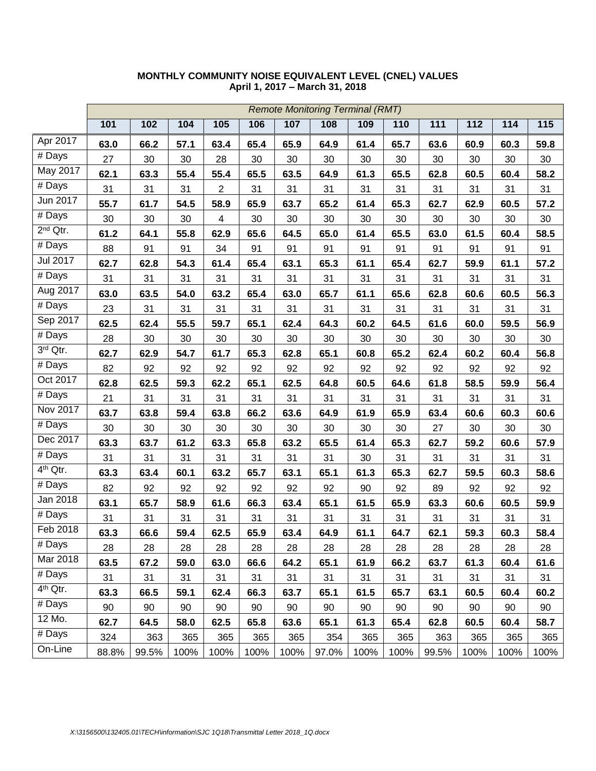**MONTHLY COMMUNITY NOISE EQUIVALENT LEVEL (CNEL) VALUES**
**April 1, 2017 – March 31, 2018**

| | *Remote Monitoring Terminal (RMT)* | | | | | | | | | | | | |
|---|---|---|---|---|---|---|---|---|---|---|---|---|---|
| | **101** | **102** | **104** | **105** | **106** | **107** | **108** | **109** | **110** | **111** | **112** | **114** | **115** |
| Apr 2017 | **63.0** | **66.2** | **57.1** | **63.4** | **65.4** | **65.9** | **64.9** | **61.4** | **65.7** | **63.6** | **60.9** | **60.3** | **59.8** |
| # Days | 27 | 30 | 30 | 28 | 30 | 30 | 30 | 30 | 30 | 30 | 30 | 30 | 30 |
| May 2017 | **62.1** | **63.3** | **55.4** | **55.4** | **65.5** | **63.5** | **64.9** | **61.3** | **65.5** | **62.8** | **60.5** | **60.4** | **58.2** |
| # Days | 31 | 31 | 31 | 2 | 31 | 31 | 31 | 31 | 31 | 31 | 31 | 31 | 31 |
| Jun 2017 | **55.7** | **61.7** | **54.5** | **58.9** | **65.9** | **63.7** | **65.2** | **61.4** | **65.3** | **62.7** | **62.9** | **60.5** | **57.2** |
| # Days | 30 | 30 | 30 | 4 | 30 | 30 | 30 | 30 | 30 | 30 | 30 | 30 | 30 |
| 2nd Qtr. | **61.2** | **64.1** | **55.8** | **62.9** | **65.6** | **64.5** | **65.0** | **61.4** | **65.5** | **63.0** | **61.5** | **60.4** | **58.5** |
| # Days | 88 | 91 | 91 | 34 | 91 | 91 | 91 | 91 | 91 | 91 | 91 | 91 | 91 |
| Jul 2017 | **62.7** | **62.8** | **54.3** | **61.4** | **65.4** | **63.1** | **65.3** | **61.1** | **65.4** | **62.7** | **59.9** | **61.1** | **57.2** |
| # Days | 31 | 31 | 31 | 31 | 31 | 31 | 31 | 31 | 31 | 31 | 31 | 31 | 31 |
| Aug 2017 | **63.0** | **63.5** | **54.0** | **63.2** | **65.4** | **63.0** | **65.7** | **61.1** | **65.6** | **62.8** | **60.6** | **60.5** | **56.3** |
| # Days | 23 | 31 | 31 | 31 | 31 | 31 | 31 | 31 | 31 | 31 | 31 | 31 | 31 |
| Sep 2017 | **62.5** | **62.4** | **55.5** | **59.7** | **65.1** | **62.4** | **64.3** | **60.2** | **64.5** | **61.6** | **60.0** | **59.5** | **56.9** |
| # Days | 28 | 30 | 30 | 30 | 30 | 30 | 30 | 30 | 30 | 30 | 30 | 30 | 30 |
| 3rd Qtr. | **62.7** | **62.9** | **54.7** | **61.7** | **65.3** | **62.8** | **65.1** | **60.8** | **65.2** | **62.4** | **60.2** | **60.4** | **56.8** |
| # Days | 82 | 92 | 92 | 92 | 92 | 92 | 92 | 92 | 92 | 92 | 92 | 92 | 92 |
| Oct 2017 | **62.8** | **62.5** | **59.3** | **62.2** | **65.1** | **62.5** | **64.8** | **60.5** | **64.6** | **61.8** | **58.5** | **59.9** | **56.4** |
| # Days | 21 | 31 | 31 | 31 | 31 | 31 | 31 | 31 | 31 | 31 | 31 | 31 | 31 |
| Nov 2017 | **63.7** | **63.8** | **59.4** | **63.8** | **66.2** | **63.6** | **64.9** | **61.9** | **65.9** | **63.4** | **60.6** | **60.3** | **60.6** |
| # Days | 30 | 30 | 30 | 30 | 30 | 30 | 30 | 30 | 30 | 27 | 30 | 30 | 30 |
| Dec 2017 | **63.3** | **63.7** | **61.2** | **63.3** | **65.8** | **63.2** | **65.5** | **61.4** | **65.3** | **62.7** | **59.2** | **60.6** | **57.9** |
| # Days | 31 | 31 | 31 | 31 | 31 | 31 | 31 | 30 | 31 | 31 | 31 | 31 | 31 |
| 4th Qtr. | **63.3** | **63.4** | **60.1** | **63.2** | **65.7** | **63.1** | **65.1** | **61.3** | **65.3** | **62.7** | **59.5** | **60.3** | **58.6** |
| # Days | 82 | 92 | 92 | 92 | 92 | 92 | 92 | 90 | 92 | 89 | 92 | 92 | 92 |
| Jan 2018 | **63.1** | **65.7** | **58.9** | **61.6** | **66.3** | **63.4** | **65.1** | **61.5** | **65.9** | **63.3** | **60.6** | **60.5** | **59.9** |
| # Days | 31 | 31 | 31 | 31 | 31 | 31 | 31 | 31 | 31 | 31 | 31 | 31 | 31 |
| Feb 2018 | **63.3** | **66.6** | **59.4** | **62.5** | **65.9** | **63.4** | **64.9** | **61.1** | **64.7** | **62.1** | **59.3** | **60.3** | **58.4** |
| # Days | 28 | 28 | 28 | 28 | 28 | 28 | 28 | 28 | 28 | 28 | 28 | 28 | 28 |
| Mar 2018 | **63.5** | **67.2** | **59.0** | **63.0** | **66.6** | **64.2** | **65.1** | **61.9** | **66.2** | **63.7** | **61.3** | **60.4** | **61.6** |
| # Days | 31 | 31 | 31 | 31 | 31 | 31 | 31 | 31 | 31 | 31 | 31 | 31 | 31 |
| 4th Qtr. | **63.3** | **66.5** | **59.1** | **62.4** | **66.3** | **63.7** | **65.1** | **61.5** | **65.7** | **63.1** | **60.5** | **60.4** | **60.2** |
| # Days | 90 | 90 | 90 | 90 | 90 | 90 | 90 | 90 | 90 | 90 | 90 | 90 | 90 |
| 12 Mo. | **62.7** | **64.5** | **58.0** | **62.5** | **65.8** | **63.6** | **65.1** | **61.3** | **65.4** | **62.8** | **60.5** | **60.4** | **58.7** |
| # Days | 324 | 363 | 365 | 365 | 365 | 365 | 354 | 365 | 365 | 363 | 365 | 365 | 365 |
| On-Line | 88.8% | 99.5% | 100% | 100% | 100% | 100% | 97.0% | 100% | 100% | 99.5% | 100% | 100% | 100% |

*X:\3156500\132405.01\TECH\information\SJC 1Q18\Transmittal Letter 2018_1Q.docx*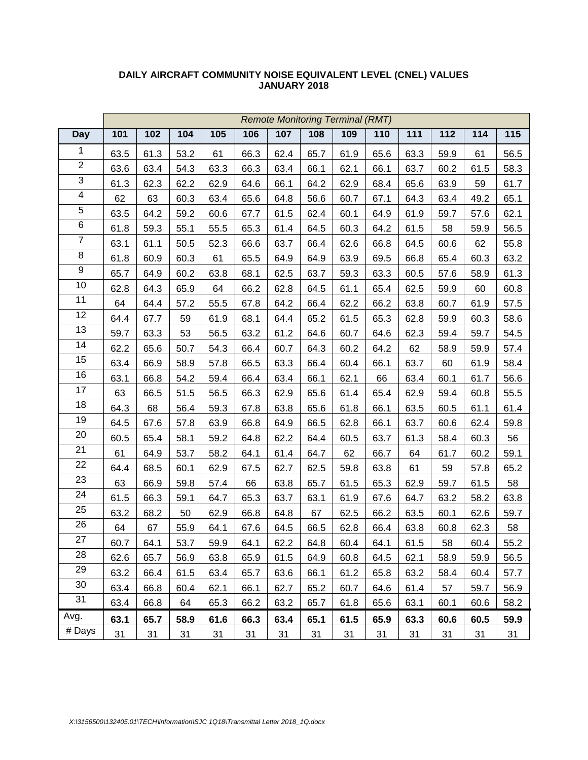**DAILY AIRCRAFT COMMUNITY NOISE EQUIVALENT LEVEL (CNEL) VALUES**
**JANUARY 2018**

| | *Remote Monitoring Terminal (RMT)* | | | | | | | | | | | | |
|---|---|---|---|---|---|---|---|---|---|---|---|---|---|
| **Day** | **101** | **102** | **104** | **105** | **106** | **107** | **108** | **109** | **110** | **111** | **112** | **114** | **115** |
| 1 | 63.5 | 61.3 | 53.2 | 61 | 66.3 | 62.4 | 65.7 | 61.9 | 65.6 | 63.3 | 59.9 | 61 | 56.5 |
| 2 | 63.6 | 63.4 | 54.3 | 63.3 | 66.3 | 63.4 | 66.1 | 62.1 | 66.1 | 63.7 | 60.2 | 61.5 | 58.3 |
| 3 | 61.3 | 62.3 | 62.2 | 62.9 | 64.6 | 66.1 | 64.2 | 62.9 | 68.4 | 65.6 | 63.9 | 59 | 61.7 |
| 4 | 62 | 63 | 60.3 | 63.4 | 65.6 | 64.8 | 56.6 | 60.7 | 67.1 | 64.3 | 63.4 | 49.2 | 65.1 |
| 5 | 63.5 | 64.2 | 59.2 | 60.6 | 67.7 | 61.5 | 62.4 | 60.1 | 64.9 | 61.9 | 59.7 | 57.6 | 62.1 |
| 6 | 61.8 | 59.3 | 55.1 | 55.5 | 65.3 | 61.4 | 64.5 | 60.3 | 64.2 | 61.5 | 58 | 59.9 | 56.5 |
| 7 | 63.1 | 61.1 | 50.5 | 52.3 | 66.6 | 63.7 | 66.4 | 62.6 | 66.8 | 64.5 | 60.6 | 62 | 55.8 |
| 8 | 61.8 | 60.9 | 60.3 | 61 | 65.5 | 64.9 | 64.9 | 63.9 | 69.5 | 66.8 | 65.4 | 60.3 | 63.2 |
| 9 | 65.7 | 64.9 | 60.2 | 63.8 | 68.1 | 62.5 | 63.7 | 59.3 | 63.3 | 60.5 | 57.6 | 58.9 | 61.3 |
| 10 | 62.8 | 64.3 | 65.9 | 64 | 66.2 | 62.8 | 64.5 | 61.1 | 65.4 | 62.5 | 59.9 | 60 | 60.8 |
| 11 | 64 | 64.4 | 57.2 | 55.5 | 67.8 | 64.2 | 66.4 | 62.2 | 66.2 | 63.8 | 60.7 | 61.9 | 57.5 |
| 12 | 64.4 | 67.7 | 59 | 61.9 | 68.1 | 64.4 | 65.2 | 61.5 | 65.3 | 62.8 | 59.9 | 60.3 | 58.6 |
| 13 | 59.7 | 63.3 | 53 | 56.5 | 63.2 | 61.2 | 64.6 | 60.7 | 64.6 | 62.3 | 59.4 | 59.7 | 54.5 |
| 14 | 62.2 | 65.6 | 50.7 | 54.3 | 66.4 | 60.7 | 64.3 | 60.2 | 64.2 | 62 | 58.9 | 59.9 | 57.4 |
| 15 | 63.4 | 66.9 | 58.9 | 57.8 | 66.5 | 63.3 | 66.4 | 60.4 | 66.1 | 63.7 | 60 | 61.9 | 58.4 |
| 16 | 63.1 | 66.8 | 54.2 | 59.4 | 66.4 | 63.4 | 66.1 | 62.1 | 66 | 63.4 | 60.1 | 61.7 | 56.6 |
| 17 | 63 | 66.5 | 51.5 | 56.5 | 66.3 | 62.9 | 65.6 | 61.4 | 65.4 | 62.9 | 59.4 | 60.8 | 55.5 |
| 18 | 64.3 | 68 | 56.4 | 59.3 | 67.8 | 63.8 | 65.6 | 61.8 | 66.1 | 63.5 | 60.5 | 61.1 | 61.4 |
| 19 | 64.5 | 67.6 | 57.8 | 63.9 | 66.8 | 64.9 | 66.5 | 62.8 | 66.1 | 63.7 | 60.6 | 62.4 | 59.8 |
| 20 | 60.5 | 65.4 | 58.1 | 59.2 | 64.8 | 62.2 | 64.4 | 60.5 | 63.7 | 61.3 | 58.4 | 60.3 | 56 |
| 21 | 61 | 64.9 | 53.7 | 58.2 | 64.1 | 61.4 | 64.7 | 62 | 66.7 | 64 | 61.7 | 60.2 | 59.1 |
| 22 | 64.4 | 68.5 | 60.1 | 62.9 | 67.5 | 62.7 | 62.5 | 59.8 | 63.8 | 61 | 59 | 57.8 | 65.2 |
| 23 | 63 | 66.9 | 59.8 | 57.4 | 66 | 63.8 | 65.7 | 61.5 | 65.3 | 62.9 | 59.7 | 61.5 | 58 |
| 24 | 61.5 | 66.3 | 59.1 | 64.7 | 65.3 | 63.7 | 63.1 | 61.9 | 67.6 | 64.7 | 63.2 | 58.2 | 63.8 |
| 25 | 63.2 | 68.2 | 50 | 62.9 | 66.8 | 64.8 | 67 | 62.5 | 66.2 | 63.5 | 60.1 | 62.6 | 59.7 |
| 26 | 64 | 67 | 55.9 | 64.1 | 67.6 | 64.5 | 66.5 | 62.8 | 66.4 | 63.8 | 60.8 | 62.3 | 58 |
| 27 | 60.7 | 64.1 | 53.7 | 59.9 | 64.1 | 62.2 | 64.8 | 60.4 | 64.1 | 61.5 | 58 | 60.4 | 55.2 |
| 28 | 62.6 | 65.7 | 56.9 | 63.8 | 65.9 | 61.5 | 64.9 | 60.8 | 64.5 | 62.1 | 58.9 | 59.9 | 56.5 |
| 29 | 63.2 | 66.4 | 61.5 | 63.4 | 65.7 | 63.6 | 66.1 | 61.2 | 65.8 | 63.2 | 58.4 | 60.4 | 57.7 |
| 30 | 63.4 | 66.8 | 60.4 | 62.1 | 66.1 | 62.7 | 65.2 | 60.7 | 64.6 | 61.4 | 57 | 59.7 | 56.9 |
| 31 | 63.4 | 66.8 | 64 | 65.3 | 66.2 | 63.2 | 65.7 | 61.8 | 65.6 | 63.1 | 60.1 | 60.6 | 58.2 |
| Avg. | **63.1** | **65.7** | **58.9** | **61.6** | **66.3** | **63.4** | **65.1** | **61.5** | **65.9** | **63.3** | **60.6** | **60.5** | **59.9** |
| # Days | 31 | 31 | 31 | 31 | 31 | 31 | 31 | 31 | 31 | 31 | 31 | 31 | 31 |

*X:\3156500\132405.01\TECH\information\SJC 1Q18\Transmittal Letter 2018_1Q.docx*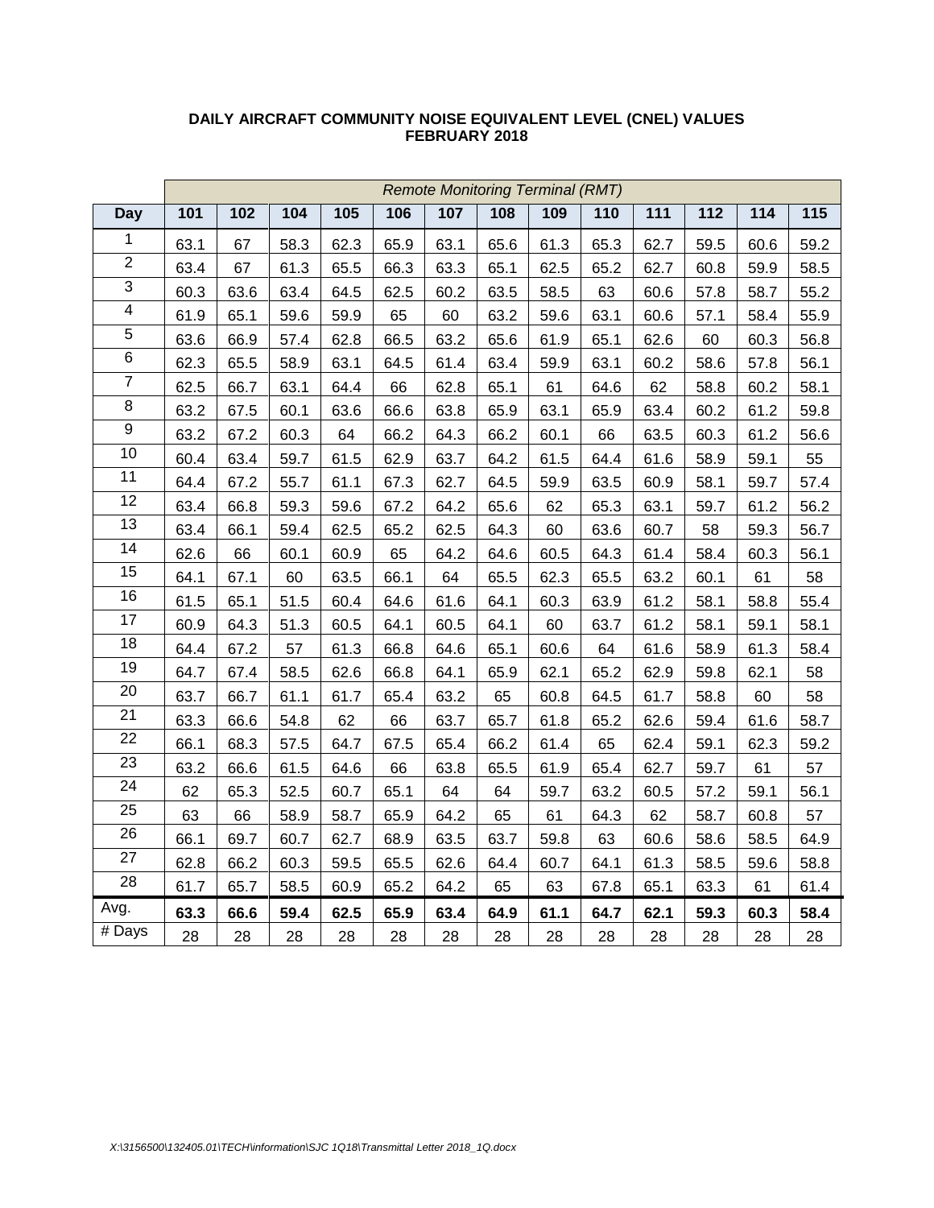**DAILY AIRCRAFT COMMUNITY NOISE EQUIVALENT LEVEL (CNEL) VALUES**
**FEBRUARY 2018**

| | *Remote Monitoring Terminal (RMT)* | | | | | | | | | | | | |
|---|---|---|---|---|---|---|---|---|---|---|---|---|---|
| **Day** | **101** | **102** | **104** | **105** | **106** | **107** | **108** | **109** | **110** | **111** | **112** | **114** | **115** |
| 1 | 63.1 | 67 | 58.3 | 62.3 | 65.9 | 63.1 | 65.6 | 61.3 | 65.3 | 62.7 | 59.5 | 60.6 | 59.2 |
| 2 | 63.4 | 67 | 61.3 | 65.5 | 66.3 | 63.3 | 65.1 | 62.5 | 65.2 | 62.7 | 60.8 | 59.9 | 58.5 |
| 3 | 60.3 | 63.6 | 63.4 | 64.5 | 62.5 | 60.2 | 63.5 | 58.5 | 63 | 60.6 | 57.8 | 58.7 | 55.2 |
| 4 | 61.9 | 65.1 | 59.6 | 59.9 | 65 | 60 | 63.2 | 59.6 | 63.1 | 60.6 | 57.1 | 58.4 | 55.9 |
| 5 | 63.6 | 66.9 | 57.4 | 62.8 | 66.5 | 63.2 | 65.6 | 61.9 | 65.1 | 62.6 | 60 | 60.3 | 56.8 |
| 6 | 62.3 | 65.5 | 58.9 | 63.1 | 64.5 | 61.4 | 63.4 | 59.9 | 63.1 | 60.2 | 58.6 | 57.8 | 56.1 |
| 7 | 62.5 | 66.7 | 63.1 | 64.4 | 66 | 62.8 | 65.1 | 61 | 64.6 | 62 | 58.8 | 60.2 | 58.1 |
| 8 | 63.2 | 67.5 | 60.1 | 63.6 | 66.6 | 63.8 | 65.9 | 63.1 | 65.9 | 63.4 | 60.2 | 61.2 | 59.8 |
| 9 | 63.2 | 67.2 | 60.3 | 64 | 66.2 | 64.3 | 66.2 | 60.1 | 66 | 63.5 | 60.3 | 61.2 | 56.6 |
| 10 | 60.4 | 63.4 | 59.7 | 61.5 | 62.9 | 63.7 | 64.2 | 61.5 | 64.4 | 61.6 | 58.9 | 59.1 | 55 |
| 11 | 64.4 | 67.2 | 55.7 | 61.1 | 67.3 | 62.7 | 64.5 | 59.9 | 63.5 | 60.9 | 58.1 | 59.7 | 57.4 |
| 12 | 63.4 | 66.8 | 59.3 | 59.6 | 67.2 | 64.2 | 65.6 | 62 | 65.3 | 63.1 | 59.7 | 61.2 | 56.2 |
| 13 | 63.4 | 66.1 | 59.4 | 62.5 | 65.2 | 62.5 | 64.3 | 60 | 63.6 | 60.7 | 58 | 59.3 | 56.7 |
| 14 | 62.6 | 66 | 60.1 | 60.9 | 65 | 64.2 | 64.6 | 60.5 | 64.3 | 61.4 | 58.4 | 60.3 | 56.1 |
| 15 | 64.1 | 67.1 | 60 | 63.5 | 66.1 | 64 | 65.5 | 62.3 | 65.5 | 63.2 | 60.1 | 61 | 58 |
| 16 | 61.5 | 65.1 | 51.5 | 60.4 | 64.6 | 61.6 | 64.1 | 60.3 | 63.9 | 61.2 | 58.1 | 58.8 | 55.4 |
| 17 | 60.9 | 64.3 | 51.3 | 60.5 | 64.1 | 60.5 | 64.1 | 60 | 63.7 | 61.2 | 58.1 | 59.1 | 58.1 |
| 18 | 64.4 | 67.2 | 57 | 61.3 | 66.8 | 64.6 | 65.1 | 60.6 | 64 | 61.6 | 58.9 | 61.3 | 58.4 |
| 19 | 64.7 | 67.4 | 58.5 | 62.6 | 66.8 | 64.1 | 65.9 | 62.1 | 65.2 | 62.9 | 59.8 | 62.1 | 58 |
| 20 | 63.7 | 66.7 | 61.1 | 61.7 | 65.4 | 63.2 | 65 | 60.8 | 64.5 | 61.7 | 58.8 | 60 | 58 |
| 21 | 63.3 | 66.6 | 54.8 | 62 | 66 | 63.7 | 65.7 | 61.8 | 65.2 | 62.6 | 59.4 | 61.6 | 58.7 |
| 22 | 66.1 | 68.3 | 57.5 | 64.7 | 67.5 | 65.4 | 66.2 | 61.4 | 65 | 62.4 | 59.1 | 62.3 | 59.2 |
| 23 | 63.2 | 66.6 | 61.5 | 64.6 | 66 | 63.8 | 65.5 | 61.9 | 65.4 | 62.7 | 59.7 | 61 | 57 |
| 24 | 62 | 65.3 | 52.5 | 60.7 | 65.1 | 64 | 64 | 59.7 | 63.2 | 60.5 | 57.2 | 59.1 | 56.1 |
| 25 | 63 | 66 | 58.9 | 58.7 | 65.9 | 64.2 | 65 | 61 | 64.3 | 62 | 58.7 | 60.8 | 57 |
| 26 | 66.1 | 69.7 | 60.7 | 62.7 | 68.9 | 63.5 | 63.7 | 59.8 | 63 | 60.6 | 58.6 | 58.5 | 64.9 |
| 27 | 62.8 | 66.2 | 60.3 | 59.5 | 65.5 | 62.6 | 64.4 | 60.7 | 64.1 | 61.3 | 58.5 | 59.6 | 58.8 |
| 28 | 61.7 | 65.7 | 58.5 | 60.9 | 65.2 | 64.2 | 65 | 63 | 67.8 | 65.1 | 63.3 | 61 | 61.4 |
| Avg. | **63.3** | **66.6** | **59.4** | **62.5** | **65.9** | **63.4** | **64.9** | **61.1** | **64.7** | **62.1** | **59.3** | **60.3** | **58.4** |
| # Days | 28 | 28 | 28 | 28 | 28 | 28 | 28 | 28 | 28 | 28 | 28 | 28 | 28 |

*X:\3156500\132405.01\TECH\information\SJC 1Q18\Transmittal Letter 2018_1Q.docx*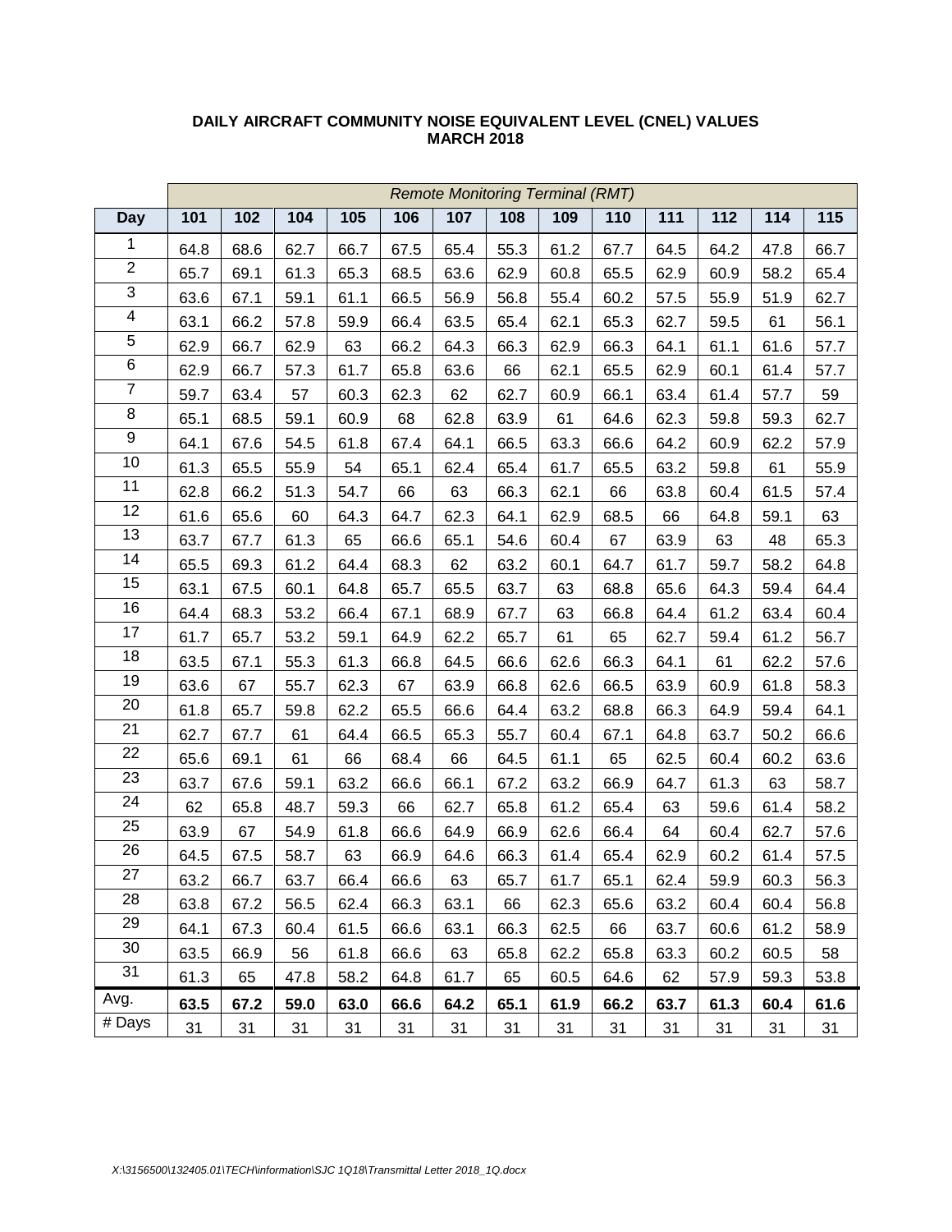**DAILY AIRCRAFT COMMUNITY NOISE EQUIVALENT LEVEL (CNEL) VALUES**
**MARCH 2018**

| | *Remote Monitoring Terminal (RMT)* | | | | | | | | | | | | |
|---|---|---|---|---|---|---|---|---|---|---|---|---|---|
| **Day** | **101** | **102** | **104** | **105** | **106** | **107** | **108** | **109** | **110** | **111** | **112** | **114** | **115** |
| 1 | 64.8 | 68.6 | 62.7 | 66.7 | 67.5 | 65.4 | 55.3 | 61.2 | 67.7 | 64.5 | 64.2 | 47.8 | 66.7 |
| 2 | 65.7 | 69.1 | 61.3 | 65.3 | 68.5 | 63.6 | 62.9 | 60.8 | 65.5 | 62.9 | 60.9 | 58.2 | 65.4 |
| 3 | 63.6 | 67.1 | 59.1 | 61.1 | 66.5 | 56.9 | 56.8 | 55.4 | 60.2 | 57.5 | 55.9 | 51.9 | 62.7 |
| 4 | 63.1 | 66.2 | 57.8 | 59.9 | 66.4 | 63.5 | 65.4 | 62.1 | 65.3 | 62.7 | 59.5 | 61 | 56.1 |
| 5 | 62.9 | 66.7 | 62.9 | 63 | 66.2 | 64.3 | 66.3 | 62.9 | 66.3 | 64.1 | 61.1 | 61.6 | 57.7 |
| 6 | 62.9 | 66.7 | 57.3 | 61.7 | 65.8 | 63.6 | 66 | 62.1 | 65.5 | 62.9 | 60.1 | 61.4 | 57.7 |
| 7 | 59.7 | 63.4 | 57 | 60.3 | 62.3 | 62 | 62.7 | 60.9 | 66.1 | 63.4 | 61.4 | 57.7 | 59 |
| 8 | 65.1 | 68.5 | 59.1 | 60.9 | 68 | 62.8 | 63.9 | 61 | 64.6 | 62.3 | 59.8 | 59.3 | 62.7 |
| 9 | 64.1 | 67.6 | 54.5 | 61.8 | 67.4 | 64.1 | 66.5 | 63.3 | 66.6 | 64.2 | 60.9 | 62.2 | 57.9 |
| 10 | 61.3 | 65.5 | 55.9 | 54 | 65.1 | 62.4 | 65.4 | 61.7 | 65.5 | 63.2 | 59.8 | 61 | 55.9 |
| 11 | 62.8 | 66.2 | 51.3 | 54.7 | 66 | 63 | 66.3 | 62.1 | 66 | 63.8 | 60.4 | 61.5 | 57.4 |
| 12 | 61.6 | 65.6 | 60 | 64.3 | 64.7 | 62.3 | 64.1 | 62.9 | 68.5 | 66 | 64.8 | 59.1 | 63 |
| 13 | 63.7 | 67.7 | 61.3 | 65 | 66.6 | 65.1 | 54.6 | 60.4 | 67 | 63.9 | 63 | 48 | 65.3 |
| 14 | 65.5 | 69.3 | 61.2 | 64.4 | 68.3 | 62 | 63.2 | 60.1 | 64.7 | 61.7 | 59.7 | 58.2 | 64.8 |
| 15 | 63.1 | 67.5 | 60.1 | 64.8 | 65.7 | 65.5 | 63.7 | 63 | 68.8 | 65.6 | 64.3 | 59.4 | 64.4 |
| 16 | 64.4 | 68.3 | 53.2 | 66.4 | 67.1 | 68.9 | 67.7 | 63 | 66.8 | 64.4 | 61.2 | 63.4 | 60.4 |
| 17 | 61.7 | 65.7 | 53.2 | 59.1 | 64.9 | 62.2 | 65.7 | 61 | 65 | 62.7 | 59.4 | 61.2 | 56.7 |
| 18 | 63.5 | 67.1 | 55.3 | 61.3 | 66.8 | 64.5 | 66.6 | 62.6 | 66.3 | 64.1 | 61 | 62.2 | 57.6 |
| 19 | 63.6 | 67 | 55.7 | 62.3 | 67 | 63.9 | 66.8 | 62.6 | 66.5 | 63.9 | 60.9 | 61.8 | 58.3 |
| 20 | 61.8 | 65.7 | 59.8 | 62.2 | 65.5 | 66.6 | 64.4 | 63.2 | 68.8 | 66.3 | 64.9 | 59.4 | 64.1 |
| 21 | 62.7 | 67.7 | 61 | 64.4 | 66.5 | 65.3 | 55.7 | 60.4 | 67.1 | 64.8 | 63.7 | 50.2 | 66.6 |
| 22 | 65.6 | 69.1 | 61 | 66 | 68.4 | 66 | 64.5 | 61.1 | 65 | 62.5 | 60.4 | 60.2 | 63.6 |
| 23 | 63.7 | 67.6 | 59.1 | 63.2 | 66.6 | 66.1 | 67.2 | 63.2 | 66.9 | 64.7 | 61.3 | 63 | 58.7 |
| 24 | 62 | 65.8 | 48.7 | 59.3 | 66 | 62.7 | 65.8 | 61.2 | 65.4 | 63 | 59.6 | 61.4 | 58.2 |
| 25 | 63.9 | 67 | 54.9 | 61.8 | 66.6 | 64.9 | 66.9 | 62.6 | 66.4 | 64 | 60.4 | 62.7 | 57.6 |
| 26 | 64.5 | 67.5 | 58.7 | 63 | 66.9 | 64.6 | 66.3 | 61.4 | 65.4 | 62.9 | 60.2 | 61.4 | 57.5 |
| 27 | 63.2 | 66.7 | 63.7 | 66.4 | 66.6 | 63 | 65.7 | 61.7 | 65.1 | 62.4 | 59.9 | 60.3 | 56.3 |
| 28 | 63.8 | 67.2 | 56.5 | 62.4 | 66.3 | 63.1 | 66 | 62.3 | 65.6 | 63.2 | 60.4 | 60.4 | 56.8 |
| 29 | 64.1 | 67.3 | 60.4 | 61.5 | 66.6 | 63.1 | 66.3 | 62.5 | 66 | 63.7 | 60.6 | 61.2 | 58.9 |
| 30 | 63.5 | 66.9 | 56 | 61.8 | 66.6 | 63 | 65.8 | 62.2 | 65.8 | 63.3 | 60.2 | 60.5 | 58 |
| 31 | 61.3 | 65 | 47.8 | 58.2 | 64.8 | 61.7 | 65 | 60.5 | 64.6 | 62 | 57.9 | 59.3 | 53.8 |
| Avg. | **63.5** | **67.2** | **59.0** | **63.0** | **66.6** | **64.2** | **65.1** | **61.9** | **66.2** | **63.7** | **61.3** | **60.4** | **61.6** |
| # Days | 31 | 31 | 31 | 31 | 31 | 31 | 31 | 31 | 31 | 31 | 31 | 31 | 31 |

*X:\3156500\132405.01\TECH\information\SJC 1Q18\Transmittal Letter 2018_1Q.docx*